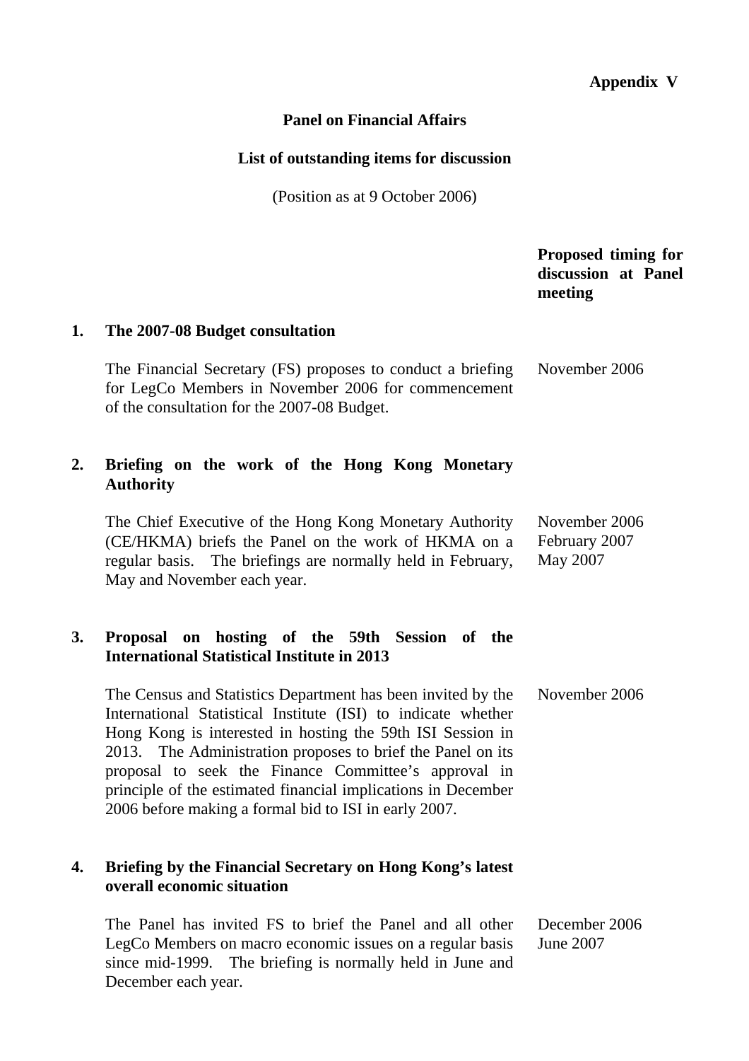**Appendix V**

## Panel on Financial Affairs

## List of outstanding items for discussion

(Position as at 9 October 2006)

| | | Proposed timing for discussion at Panel meeting |
|---|---|---|
| **1.** | **The 2007-08 Budget consultation** | |
| | The Financial Secretary (FS) proposes to conduct a briefing for LegCo Members in November 2006 for commencement of the consultation for the 2007-08 Budget. | November 2006 |
| **2.** | **Briefing on the work of the Hong Kong Monetary Authority** | |
| | The Chief Executive of the Hong Kong Monetary Authority (CE/HKMA) briefs the Panel on the work of HKMA on a regular basis. The briefings are normally held in February, May and November each year. | November 2006<br>February 2007<br>May 2007 |
| **3.** | **Proposal on hosting of the 59th Session of the International Statistical Institute in 2013** | |
| | The Census and Statistics Department has been invited by the International Statistical Institute (ISI) to indicate whether Hong Kong is interested in hosting the 59th ISI Session in 2013. The Administration proposes to brief the Panel on its proposal to seek the Finance Committee's approval in principle of the estimated financial implications in December 2006 before making a formal bid to ISI in early 2007. | November 2006 |
| **4.** | **Briefing by the Financial Secretary on Hong Kong's latest overall economic situation** | |
| | The Panel has invited FS to brief the Panel and all other LegCo Members on macro economic issues on a regular basis since mid-1999. The briefing is normally held in June and December each year. | December 2006<br>June 2007 |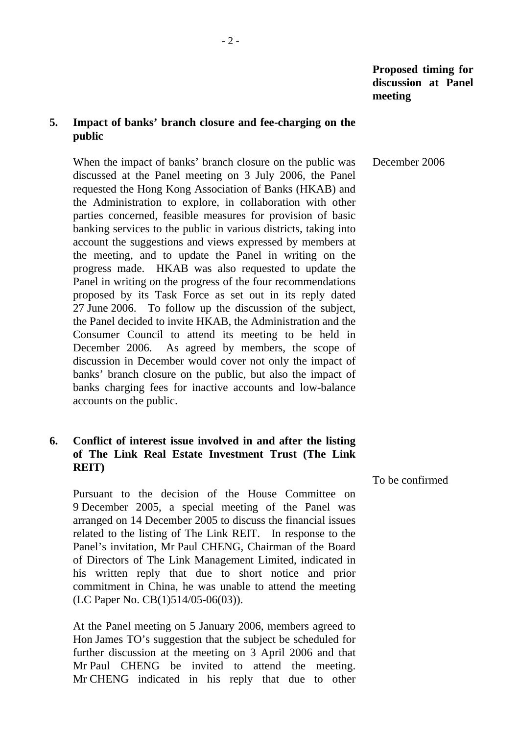**Proposed timing for discussion at Panel meeting**

**5. Impact of banks' branch closure and fee-charging on the public**

When the impact of banks' branch closure on the public was discussed at the Panel meeting on 3 July 2006, the Panel requested the Hong Kong Association of Banks (HKAB) and the Administration to explore, in collaboration with other parties concerned, feasible measures for provision of basic banking services to the public in various districts, taking into account the suggestions and views expressed by members at the meeting, and to update the Panel in writing on the progress made. HKAB was also requested to update the Panel in writing on the progress of the four recommendations proposed by its Task Force as set out in its reply dated 27 June 2006. To follow up the discussion of the subject, the Panel decided to invite HKAB, the Administration and the Consumer Council to attend its meeting to be held in December 2006. As agreed by members, the scope of discussion in December would cover not only the impact of banks' branch closure on the public, but also the impact of banks charging fees for inactive accounts and low-balance accounts on the public.

*Proposed timing:* December 2006

**6. Conflict of interest issue involved in and after the listing of The Link Real Estate Investment Trust (The Link REIT)**

*Proposed timing:* To be confirmed

Pursuant to the decision of the House Committee on 9 December 2005, a special meeting of the Panel was arranged on 14 December 2005 to discuss the financial issues related to the listing of The Link REIT. In response to the Panel's invitation, Mr Paul CHENG, Chairman of the Board of Directors of The Link Management Limited, indicated in his written reply that due to short notice and prior commitment in China, he was unable to attend the meeting (LC Paper No. CB(1)514/05-06(03)).

At the Panel meeting on 5 January 2006, members agreed to Hon James TO's suggestion that the subject be scheduled for further discussion at the meeting on 3 April 2006 and that Mr Paul CHENG be invited to attend the meeting. Mr CHENG indicated in his reply that due to other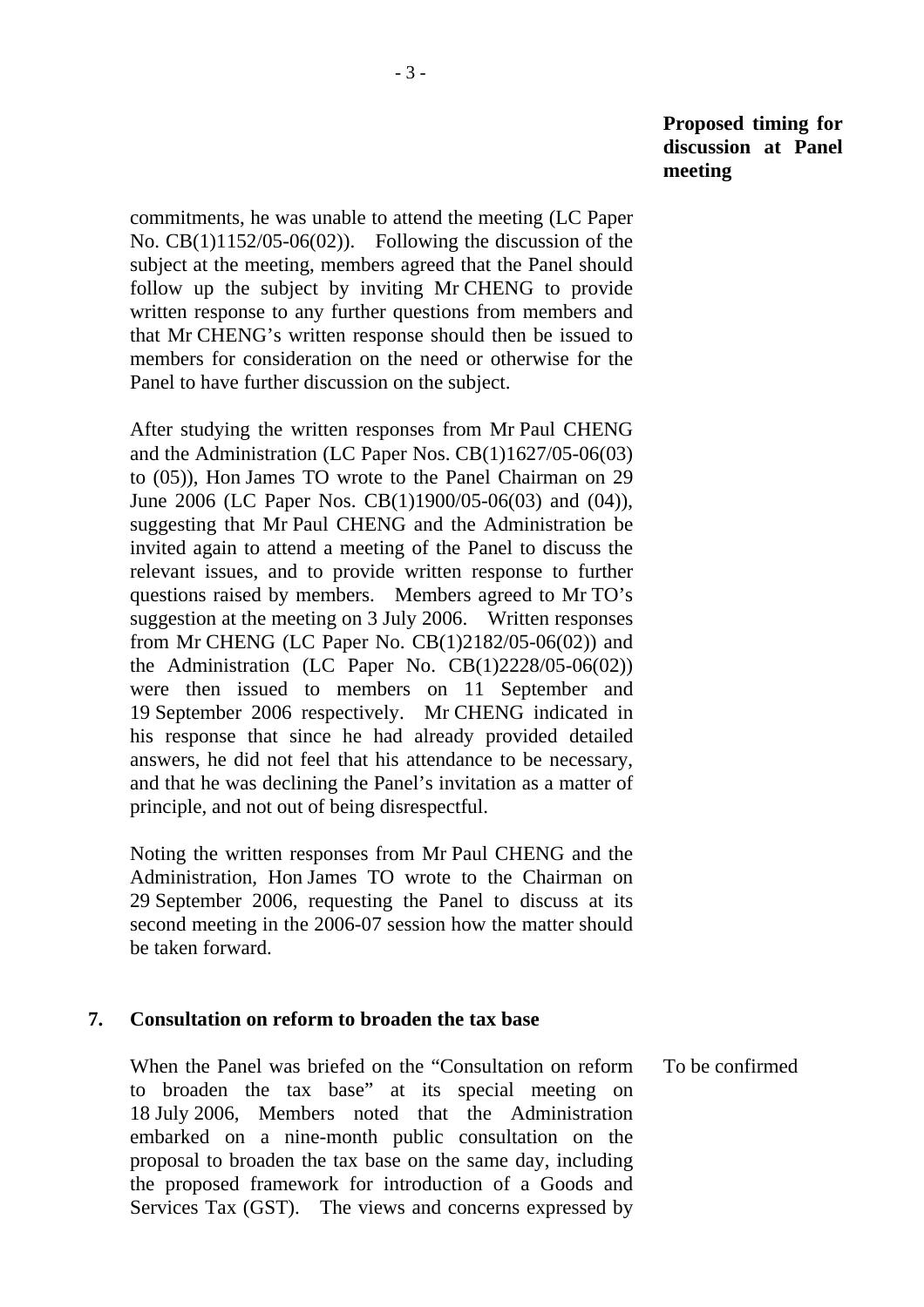**Proposed timing for discussion at Panel meeting**

commitments, he was unable to attend the meeting (LC Paper No. CB(1)1152/05-06(02)). Following the discussion of the subject at the meeting, members agreed that the Panel should follow up the subject by inviting Mr CHENG to provide written response to any further questions from members and that Mr CHENG's written response should then be issued to members for consideration on the need or otherwise for the Panel to have further discussion on the subject.

After studying the written responses from Mr Paul CHENG and the Administration (LC Paper Nos. CB(1)1627/05-06(03) to (05)), Hon James TO wrote to the Panel Chairman on 29 June 2006 (LC Paper Nos. CB(1)1900/05-06(03) and (04)), suggesting that Mr Paul CHENG and the Administration be invited again to attend a meeting of the Panel to discuss the relevant issues, and to provide written response to further questions raised by members. Members agreed to Mr TO's suggestion at the meeting on 3 July 2006. Written responses from Mr CHENG (LC Paper No. CB(1)2182/05-06(02)) and the Administration (LC Paper No. CB(1)2228/05-06(02)) were then issued to members on 11 September and 19 September 2006 respectively. Mr CHENG indicated in his response that since he had already provided detailed answers, he did not feel that his attendance to be necessary, and that he was declining the Panel's invitation as a matter of principle, and not out of being disrespectful.

Noting the written responses from Mr Paul CHENG and the Administration, Hon James TO wrote to the Chairman on 29 September 2006, requesting the Panel to discuss at its second meeting in the 2006-07 session how the matter should be taken forward.

## 7. Consultation on reform to broaden the tax base

When the Panel was briefed on the "Consultation on reform to broaden the tax base" at its special meeting on 18 July 2006, Members noted that the Administration embarked on a nine-month public consultation on the proposal to broaden the tax base on the same day, including the proposed framework for introduction of a Goods and Services Tax (GST). The views and concerns expressed by

*Proposed timing:* To be confirmed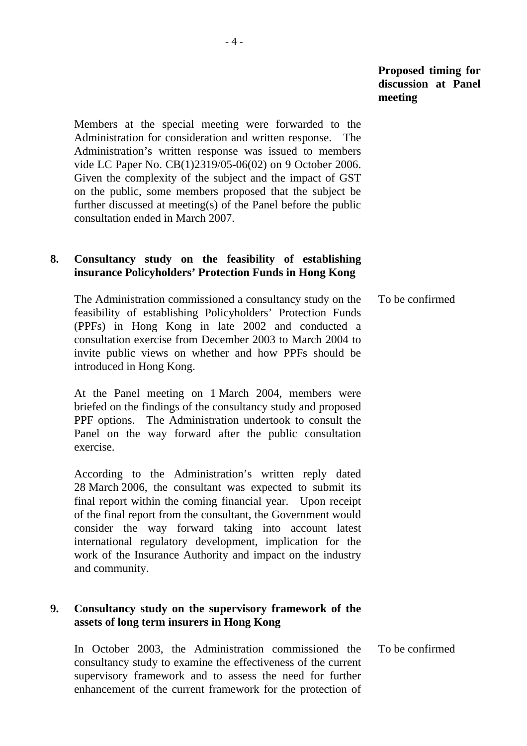**Proposed timing for discussion at Panel meeting**

Members at the special meeting were forwarded to the Administration for consideration and written response. The Administration's written response was issued to members vide LC Paper No. CB(1)2319/05-06(02) on 9 October 2006. Given the complexity of the subject and the impact of GST on the public, some members proposed that the subject be further discussed at meeting(s) of the Panel before the public consultation ended in March 2007.

**8. Consultancy study on the feasibility of establishing insurance Policyholders' Protection Funds in Hong Kong**

The Administration commissioned a consultancy study on the feasibility of establishing Policyholders' Protection Funds (PPFs) in Hong Kong in late 2002 and conducted a consultation exercise from December 2003 to March 2004 to invite public views on whether and how PPFs should be introduced in Hong Kong.

To be confirmed

At the Panel meeting on 1 March 2004, members were briefed on the findings of the consultancy study and proposed PPF options. The Administration undertook to consult the Panel on the way forward after the public consultation exercise.

According to the Administration's written reply dated 28 March 2006, the consultant was expected to submit its final report within the coming financial year. Upon receipt of the final report from the consultant, the Government would consider the way forward taking into account latest international regulatory development, implication for the work of the Insurance Authority and impact on the industry and community.

**9. Consultancy study on the supervisory framework of the assets of long term insurers in Hong Kong**

In October 2003, the Administration commissioned the consultancy study to examine the effectiveness of the current supervisory framework and to assess the need for further enhancement of the current framework for the protection of

To be confirmed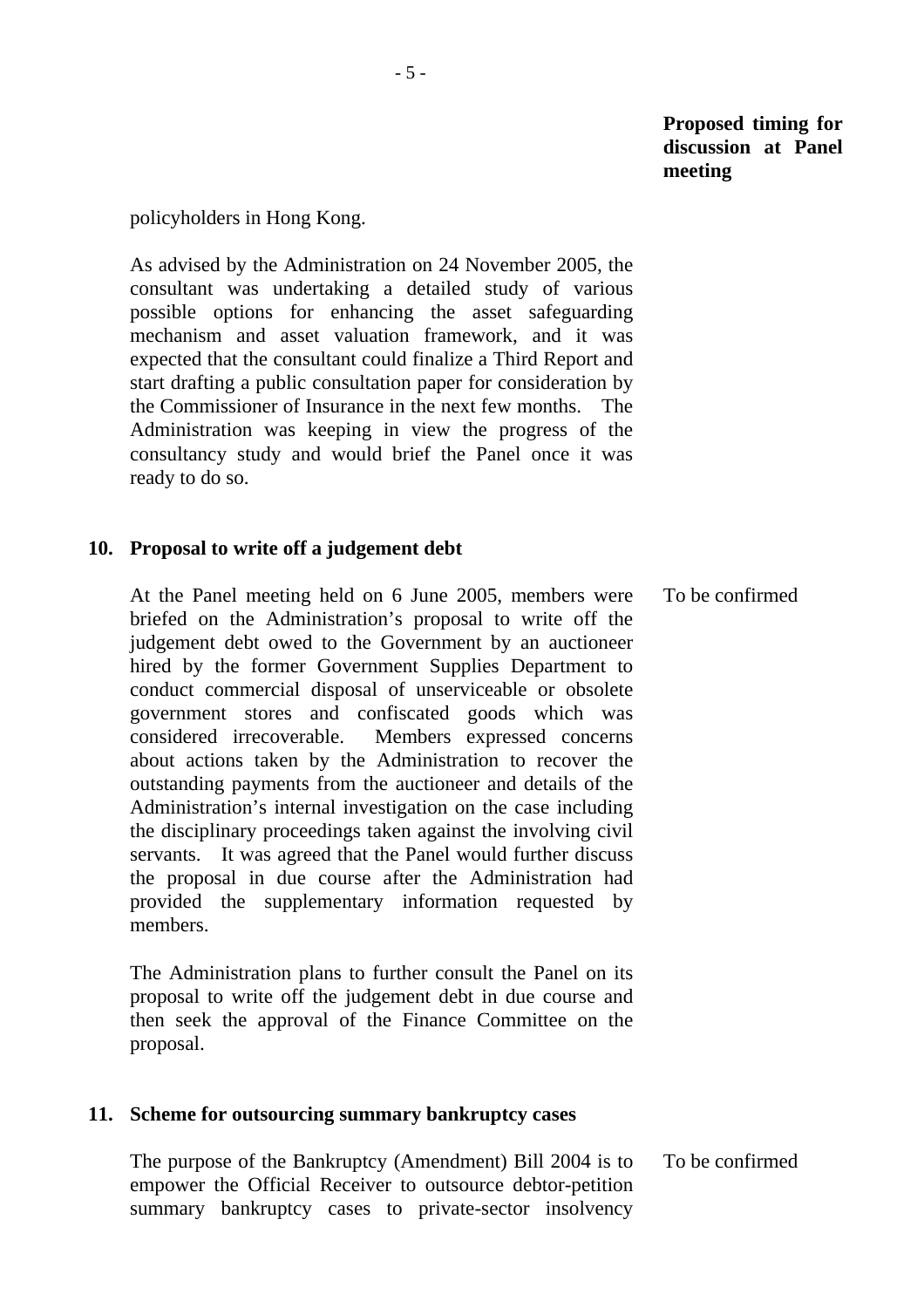**Proposed timing for discussion at Panel meeting**

policyholders in Hong Kong.

As advised by the Administration on 24 November 2005, the consultant was undertaking a detailed study of various possible options for enhancing the asset safeguarding mechanism and asset valuation framework, and it was expected that the consultant could finalize a Third Report and start drafting a public consultation paper for consideration by the Commissioner of Insurance in the next few months. The Administration was keeping in view the progress of the consultancy study and would brief the Panel once it was ready to do so.

**10. Proposal to write off a judgement debt**

At the Panel meeting held on 6 June 2005, members were briefed on the Administration's proposal to write off the judgement debt owed to the Government by an auctioneer hired by the former Government Supplies Department to conduct commercial disposal of unserviceable or obsolete government stores and confiscated goods which was considered irrecoverable. Members expressed concerns about actions taken by the Administration to recover the outstanding payments from the auctioneer and details of the Administration's internal investigation on the case including the disciplinary proceedings taken against the involving civil servants. It was agreed that the Panel would further discuss the proposal in due course after the Administration had provided the supplementary information requested by members.

*Proposed timing:* To be confirmed

The Administration plans to further consult the Panel on its proposal to write off the judgement debt in due course and then seek the approval of the Finance Committee on the proposal.

**11. Scheme for outsourcing summary bankruptcy cases**

The purpose of the Bankruptcy (Amendment) Bill 2004 is to empower the Official Receiver to outsource debtor-petition summary bankruptcy cases to private-sector insolvency

*Proposed timing:* To be confirmed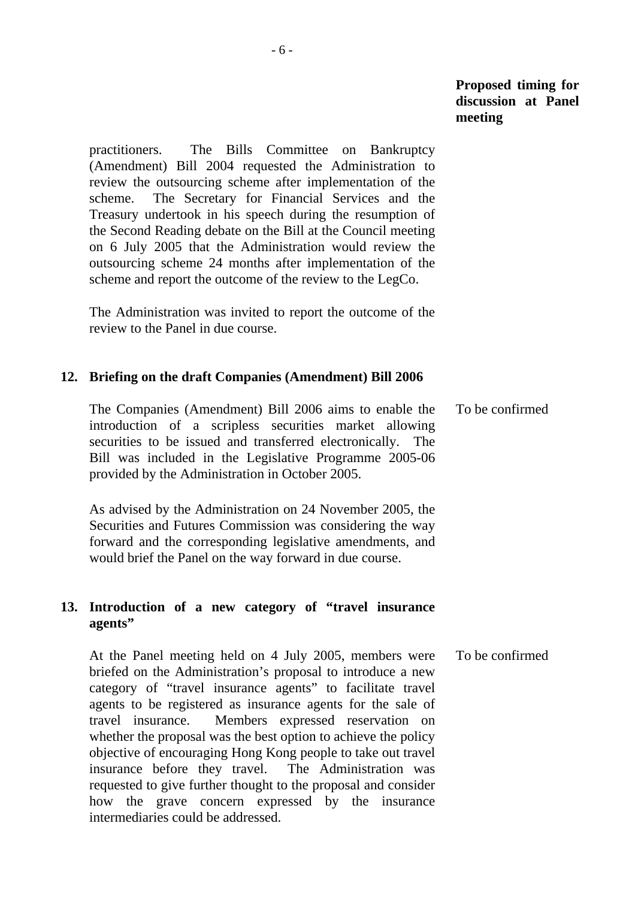**Proposed timing for discussion at Panel meeting**

practitioners. The Bills Committee on Bankruptcy (Amendment) Bill 2004 requested the Administration to review the outsourcing scheme after implementation of the scheme. The Secretary for Financial Services and the Treasury undertook in his speech during the resumption of the Second Reading debate on the Bill at the Council meeting on 6 July 2005 that the Administration would review the outsourcing scheme 24 months after implementation of the scheme and report the outcome of the review to the LegCo.

The Administration was invited to report the outcome of the review to the Panel in due course.

**12. Briefing on the draft Companies (Amendment) Bill 2006**

The Companies (Amendment) Bill 2006 aims to enable the introduction of a scripless securities market allowing securities to be issued and transferred electronically. The Bill was included in the Legislative Programme 2005-06 provided by the Administration in October 2005. — To be confirmed

As advised by the Administration on 24 November 2005, the Securities and Futures Commission was considering the way forward and the corresponding legislative amendments, and would brief the Panel on the way forward in due course.

**13. Introduction of a new category of "travel insurance agents"**

At the Panel meeting held on 4 July 2005, members were briefed on the Administration's proposal to introduce a new category of "travel insurance agents" to facilitate travel agents to be registered as insurance agents for the sale of travel insurance. Members expressed reservation on whether the proposal was the best option to achieve the policy objective of encouraging Hong Kong people to take out travel insurance before they travel. The Administration was requested to give further thought to the proposal and consider how the grave concern expressed by the insurance intermediaries could be addressed. — To be confirmed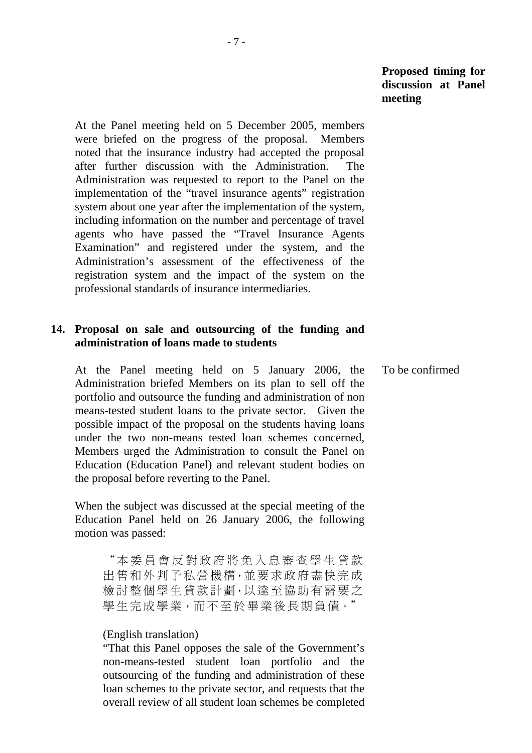**Proposed timing for discussion at Panel meeting**

At the Panel meeting held on 5 December 2005, members were briefed on the progress of the proposal. Members noted that the insurance industry had accepted the proposal after further discussion with the Administration. The Administration was requested to report to the Panel on the implementation of the "travel insurance agents" registration system about one year after the implementation of the system, including information on the number and percentage of travel agents who have passed the "Travel Insurance Agents Examination" and registered under the system, and the Administration's assessment of the effectiveness of the registration system and the impact of the system on the professional standards of insurance intermediaries.

**14. Proposal on sale and outsourcing of the funding and administration of loans made to students**

At the Panel meeting held on 5 January 2006, the Administration briefed Members on its plan to sell off the portfolio and outsource the funding and administration of non means-tested student loans to the private sector. Given the possible impact of the proposal on the students having loans under the two non-means tested loan schemes concerned, Members urged the Administration to consult the Panel on Education (Education Panel) and relevant student bodies on the proposal before reverting to the Panel.

To be confirmed

When the subject was discussed at the special meeting of the Education Panel held on 26 January 2006, the following motion was passed:

> "本委員會反對政府將免入息審查學生貸款出售和外判予私營機構，並要求政府盡快完成檢討整個學生貸款計劃，以達至協助有需要之學生完成學業，而不至於畢業後長期負債。"
>
> (English translation)
>
> "That this Panel opposes the sale of the Government's non-means-tested student loan portfolio and the outsourcing of the funding and administration of these loan schemes to the private sector, and requests that the overall review of all student loan schemes be completed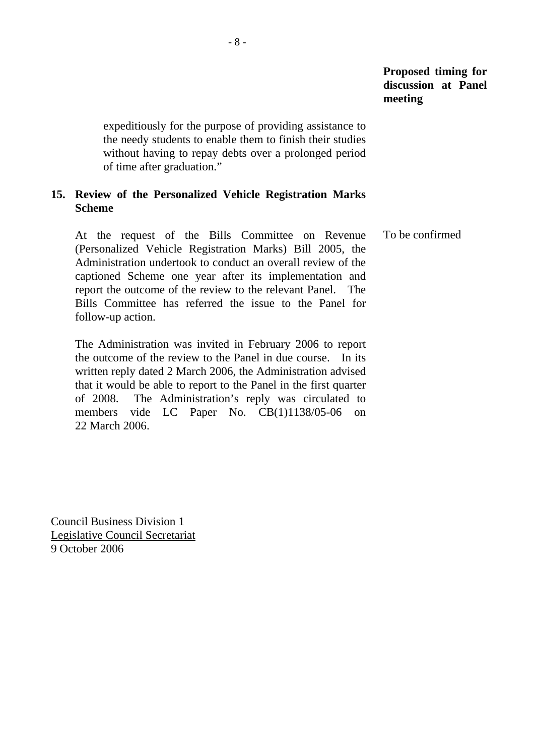**Proposed timing for discussion at Panel meeting**

expeditiously for the purpose of providing assistance to the needy students to enable them to finish their studies without having to repay debts over a prolonged period of time after graduation."

**15. Review of the Personalized Vehicle Registration Marks Scheme**

At the request of the Bills Committee on Revenue (Personalized Vehicle Registration Marks) Bill 2005, the Administration undertook to conduct an overall review of the captioned Scheme one year after its implementation and report the outcome of the review to the relevant Panel. The Bills Committee has referred the issue to the Panel for follow-up action.

To be confirmed

The Administration was invited in February 2006 to report the outcome of the review to the Panel in due course. In its written reply dated 2 March 2006, the Administration advised that it would be able to report to the Panel in the first quarter of 2008. The Administration's reply was circulated to members vide LC Paper No. CB(1)1138/05-06 on 22 March 2006.

Council Business Division 1
Legislative Council Secretariat
9 October 2006